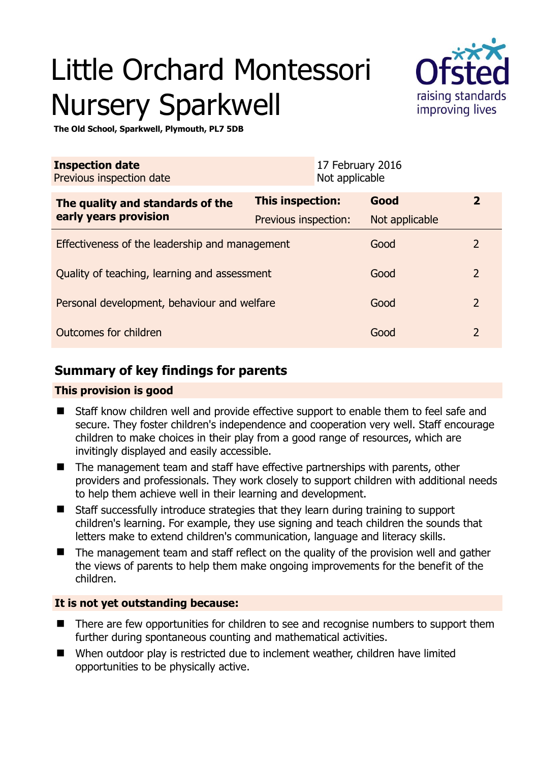# Little Orchard Montessori Nursery Sparkwell

**The Old School, Sparkwell, Plymouth, PL7 5DB**

| **Inspection date** | 17 February 2016 |
|---|---|
| Previous inspection date | Not applicable |

| **The quality and standards of the early years provision** | **This inspection:** | **Good** | **2** |
|---|---|---|---|
| | Previous inspection: | Not applicable | |
| Effectiveness of the leadership and management | | Good | 2 |
| Quality of teaching, learning and assessment | | Good | 2 |
| Personal development, behaviour and welfare | | Good | 2 |
| Outcomes for children | | Good | 2 |

## Summary of key findings for parents

### This provision is good

- Staff know children well and provide effective support to enable them to feel safe and secure. They foster children's independence and cooperation very well. Staff encourage children to make choices in their play from a good range of resources, which are invitingly displayed and easily accessible.
- The management team and staff have effective partnerships with parents, other providers and professionals. They work closely to support children with additional needs to help them achieve well in their learning and development.
- Staff successfully introduce strategies that they learn during training to support children's learning. For example, they use signing and teach children the sounds that letters make to extend children's communication, language and literacy skills.
- The management team and staff reflect on the quality of the provision well and gather the views of parents to help them make ongoing improvements for the benefit of the children.

### It is not yet outstanding because:

- There are few opportunities for children to see and recognise numbers to support them further during spontaneous counting and mathematical activities.
- When outdoor play is restricted due to inclement weather, children have limited opportunities to be physically active.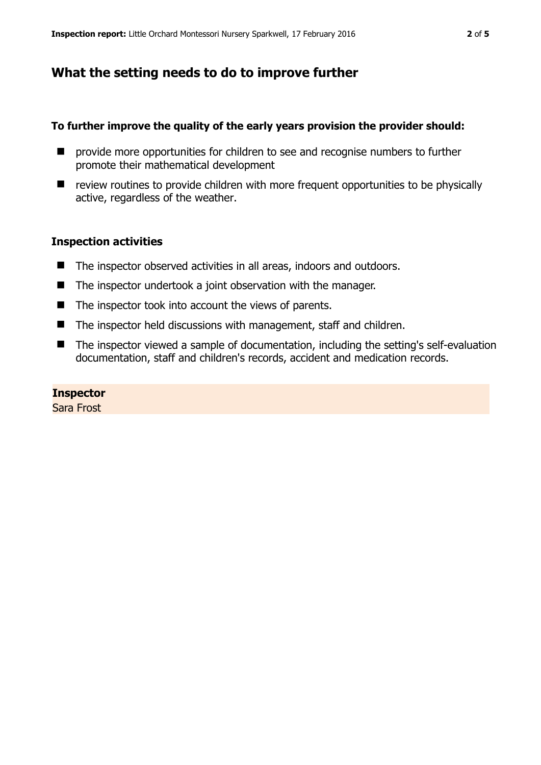## What the setting needs to do to improve further

### To further improve the quality of the early years provision the provider should:

- provide more opportunities for children to see and recognise numbers to further promote their mathematical development
- review routines to provide children with more frequent opportunities to be physically active, regardless of the weather.

### Inspection activities

- The inspector observed activities in all areas, indoors and outdoors.
- The inspector undertook a joint observation with the manager.
- The inspector took into account the views of parents.
- The inspector held discussions with management, staff and children.
- The inspector viewed a sample of documentation, including the setting's self-evaluation documentation, staff and children's records, accident and medication records.

**Inspector**
Sara Frost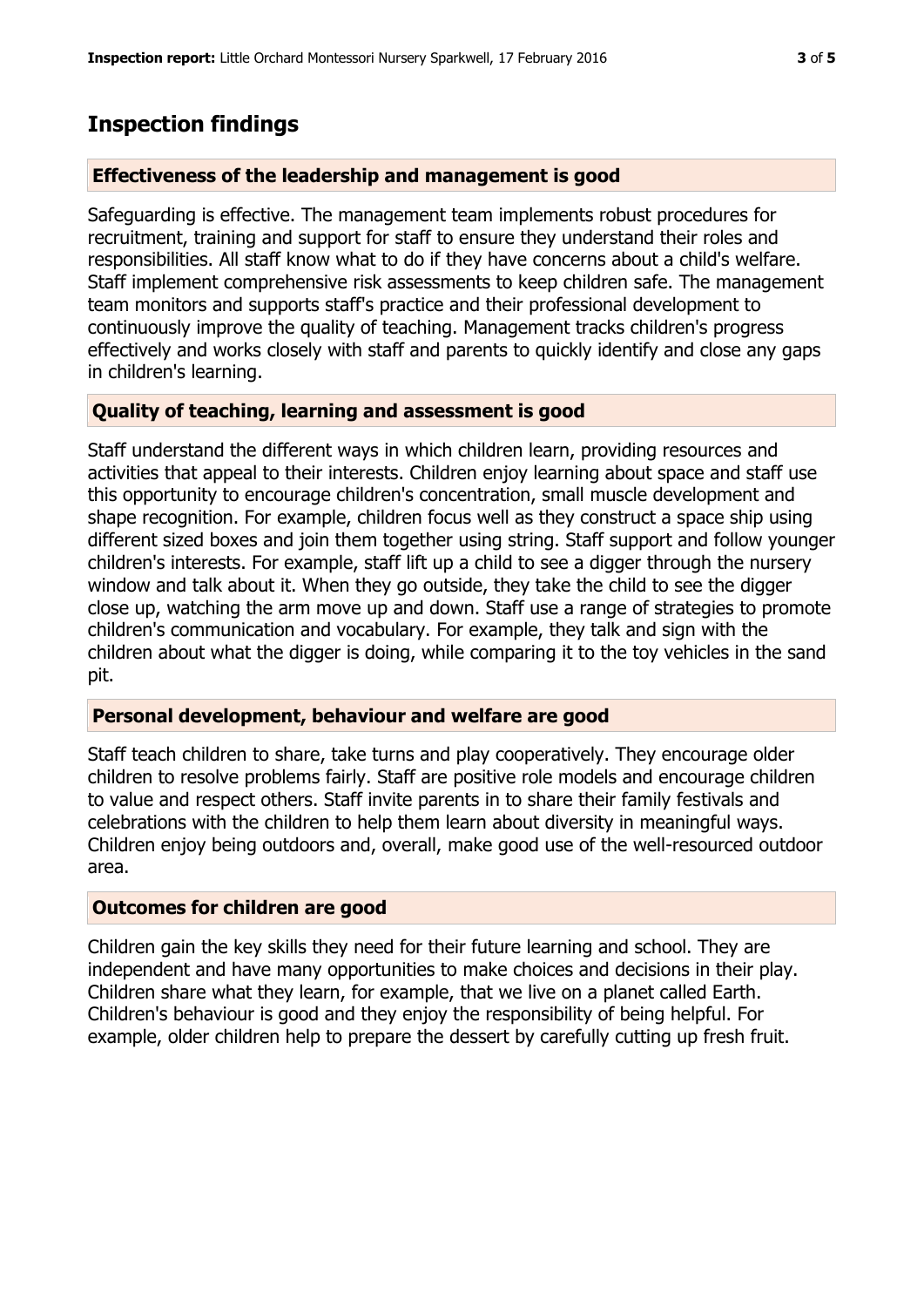## Inspection findings

### Effectiveness of the leadership and management is good

Safeguarding is effective. The management team implements robust procedures for recruitment, training and support for staff to ensure they understand their roles and responsibilities. All staff know what to do if they have concerns about a child's welfare. Staff implement comprehensive risk assessments to keep children safe. The management team monitors and supports staff's practice and their professional development to continuously improve the quality of teaching. Management tracks children's progress effectively and works closely with staff and parents to quickly identify and close any gaps in children's learning.

### Quality of teaching, learning and assessment is good

Staff understand the different ways in which children learn, providing resources and activities that appeal to their interests. Children enjoy learning about space and staff use this opportunity to encourage children's concentration, small muscle development and shape recognition. For example, children focus well as they construct a space ship using different sized boxes and join them together using string. Staff support and follow younger children's interests. For example, staff lift up a child to see a digger through the nursery window and talk about it. When they go outside, they take the child to see the digger close up, watching the arm move up and down. Staff use a range of strategies to promote children's communication and vocabulary. For example, they talk and sign with the children about what the digger is doing, while comparing it to the toy vehicles in the sand pit.

### Personal development, behaviour and welfare are good

Staff teach children to share, take turns and play cooperatively. They encourage older children to resolve problems fairly. Staff are positive role models and encourage children to value and respect others. Staff invite parents in to share their family festivals and celebrations with the children to help them learn about diversity in meaningful ways. Children enjoy being outdoors and, overall, make good use of the well-resourced outdoor area.

### Outcomes for children are good

Children gain the key skills they need for their future learning and school. They are independent and have many opportunities to make choices and decisions in their play. Children share what they learn, for example, that we live on a planet called Earth. Children's behaviour is good and they enjoy the responsibility of being helpful. For example, older children help to prepare the dessert by carefully cutting up fresh fruit.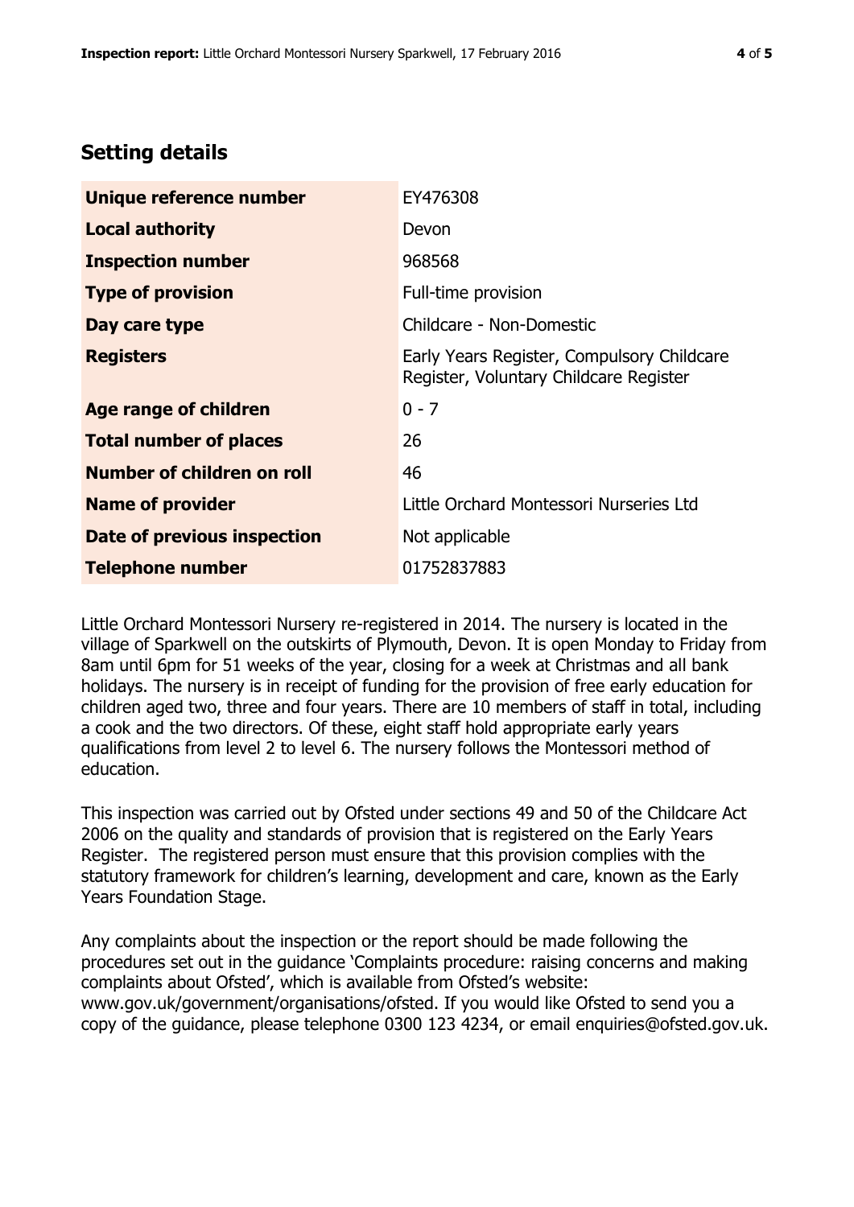## Setting details

| | |
|---|---|
| **Unique reference number** | EY476308 |
| **Local authority** | Devon |
| **Inspection number** | 968568 |
| **Type of provision** | Full-time provision |
| **Day care type** | Childcare - Non-Domestic |
| **Registers** | Early Years Register, Compulsory Childcare Register, Voluntary Childcare Register |
| **Age range of children** | 0 - 7 |
| **Total number of places** | 26 |
| **Number of children on roll** | 46 |
| **Name of provider** | Little Orchard Montessori Nurseries Ltd |
| **Date of previous inspection** | Not applicable |
| **Telephone number** | 01752837883 |

Little Orchard Montessori Nursery re-registered in 2014. The nursery is located in the village of Sparkwell on the outskirts of Plymouth, Devon. It is open Monday to Friday from 8am until 6pm for 51 weeks of the year, closing for a week at Christmas and all bank holidays. The nursery is in receipt of funding for the provision of free early education for children aged two, three and four years. There are 10 members of staff in total, including a cook and the two directors. Of these, eight staff hold appropriate early years qualifications from level 2 to level 6. The nursery follows the Montessori method of education.

This inspection was carried out by Ofsted under sections 49 and 50 of the Childcare Act 2006 on the quality and standards of provision that is registered on the Early Years Register. The registered person must ensure that this provision complies with the statutory framework for children's learning, development and care, known as the Early Years Foundation Stage.

Any complaints about the inspection or the report should be made following the procedures set out in the guidance 'Complaints procedure: raising concerns and making complaints about Ofsted', which is available from Ofsted's website: www.gov.uk/government/organisations/ofsted. If you would like Ofsted to send you a copy of the guidance, please telephone 0300 123 4234, or email enquiries@ofsted.gov.uk.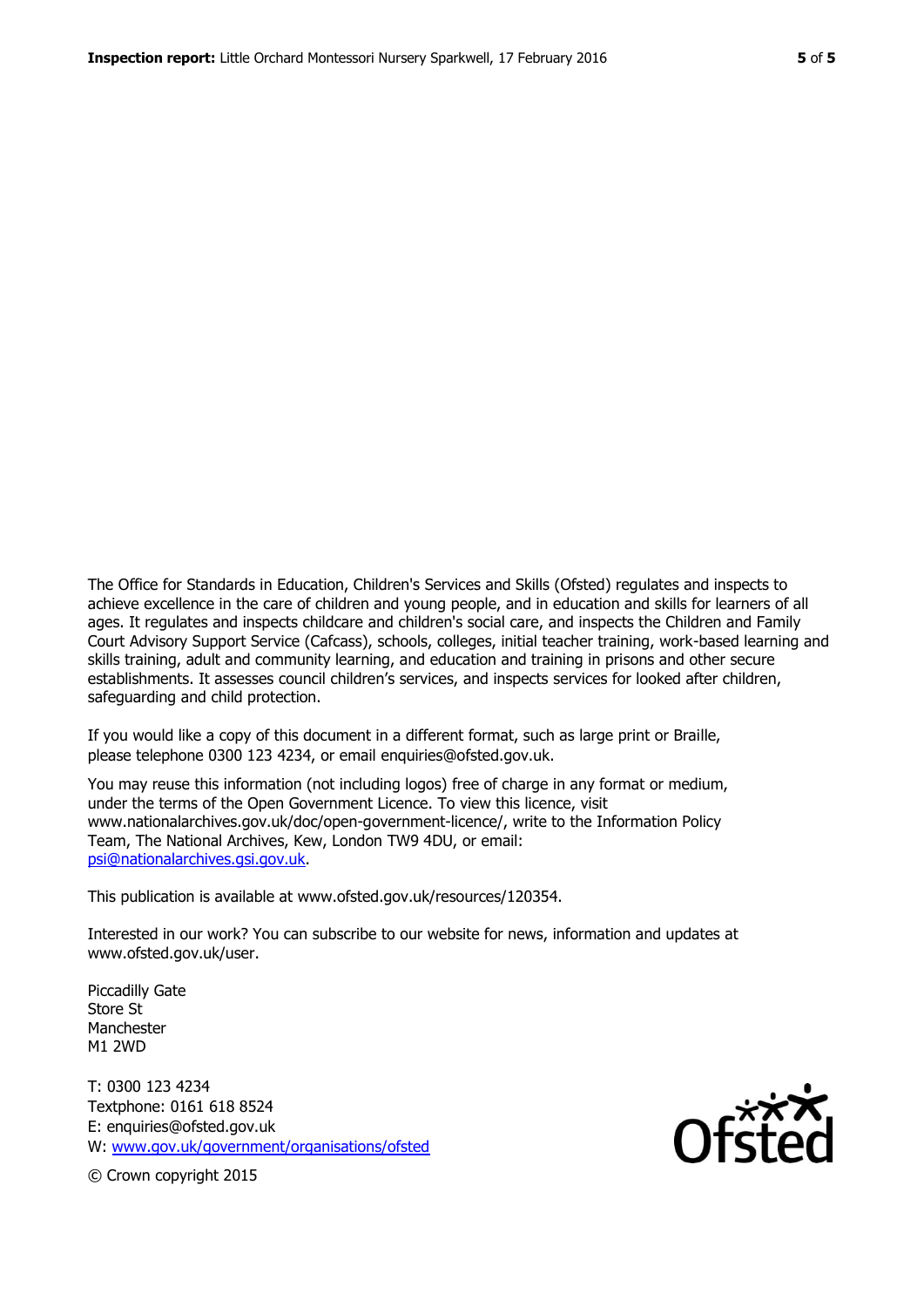The Office for Standards in Education, Children's Services and Skills (Ofsted) regulates and inspects to achieve excellence in the care of children and young people, and in education and skills for learners of all ages. It regulates and inspects childcare and children's social care, and inspects the Children and Family Court Advisory Support Service (Cafcass), schools, colleges, initial teacher training, work-based learning and skills training, adult and community learning, and education and training in prisons and other secure establishments. It assesses council children's services, and inspects services for looked after children, safeguarding and child protection.

If you would like a copy of this document in a different format, such as large print or Braille, please telephone 0300 123 4234, or email enquiries@ofsted.gov.uk.

You may reuse this information (not including logos) free of charge in any format or medium, under the terms of the Open Government Licence. To view this licence, visit www.nationalarchives.gov.uk/doc/open-government-licence/, write to the Information Policy Team, The National Archives, Kew, London TW9 4DU, or email: psi@nationalarchives.gsi.gov.uk.

This publication is available at www.ofsted.gov.uk/resources/120354.

Interested in our work? You can subscribe to our website for news, information and updates at www.ofsted.gov.uk/user.

Piccadilly Gate
Store St
Manchester
M1 2WD

T: 0300 123 4234
Textphone: 0161 618 8524
E: enquiries@ofsted.gov.uk
W: www.gov.uk/government/organisations/ofsted

© Crown copyright 2015